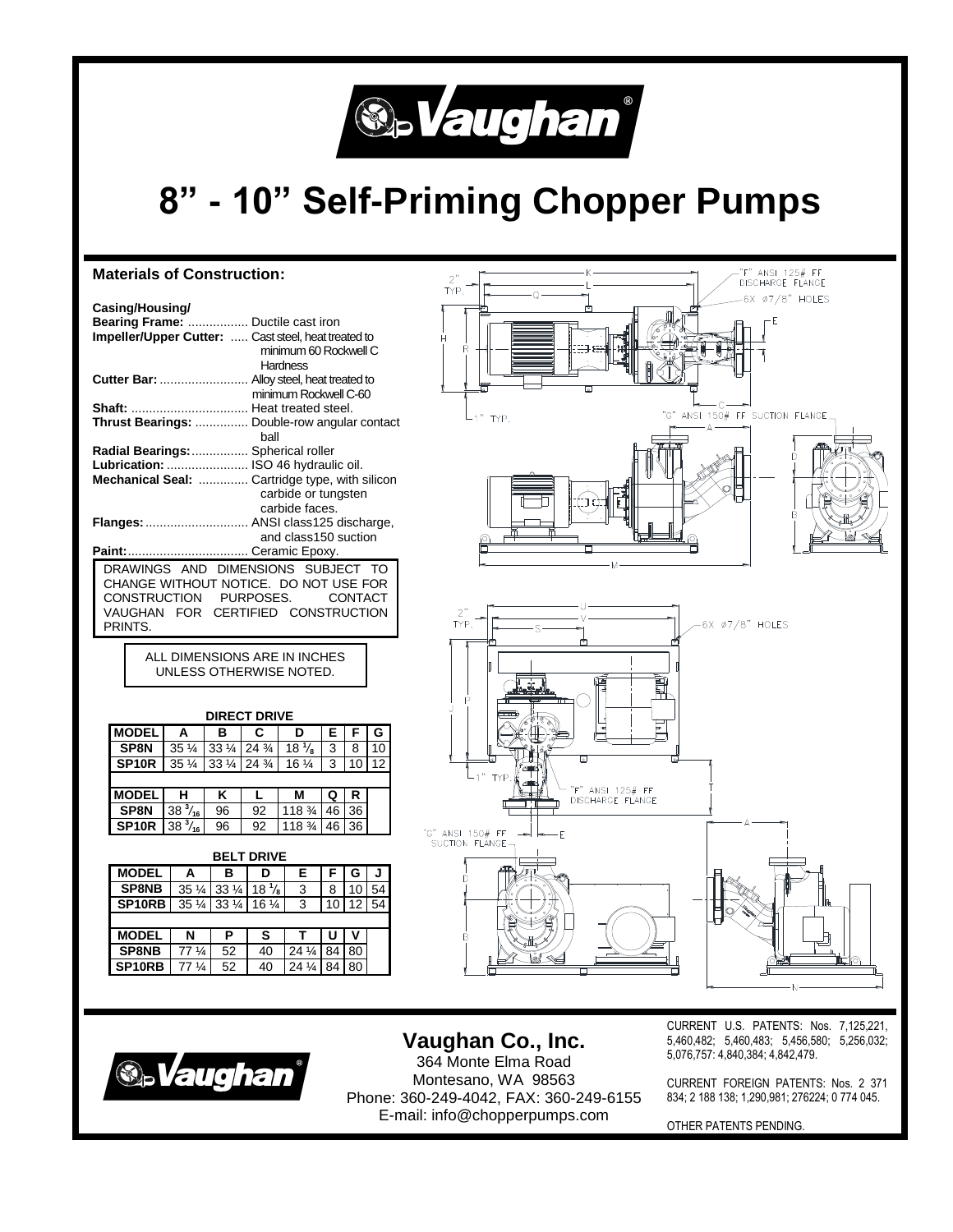# 8" - 10" Self-Priming Chopper Pumps

## Materials of Construction:

**Casing/Housing/**
**Bearing Frame:** ................. Ductile cast iron
**Impeller/Upper Cutter:** ..... Cast steel, heat treated to minimum 60 Rockwell C Hardness
**Cutter Bar:** ......................... Alloy steel, heat treated to minimum Rockwell C-60
**Shaft:** ................................ Heat treated steel.
**Thrust Bearings:** ............... Double-row angular contact ball
**Radial Bearings:** ................ Spherical roller
**Lubrication:** ....................... ISO 46 hydraulic oil.
**Mechanical Seal:** ............. Cartridge type, with silicon carbide or tungsten carbide faces.
**Flanges:** ............................ ANSI class125 discharge, and class150 suction
**Paint:** ................................. Ceramic Epoxy.

DRAWINGS AND DIMENSIONS SUBJECT TO CHANGE WITHOUT NOTICE. DO NOT USE FOR CONSTRUCTION PURPOSES. CONTACT VAUGHAN FOR CERTIFIED CONSTRUCTION PRINTS.

ALL DIMENSIONS ARE IN INCHES UNLESS OTHERWISE NOTED.

**DIRECT DRIVE**

| MODEL | A | B | C | D | E | F | G |
|---|---|---|---|---|---|---|---|
| SP8N | 35 ¼ | 33 ¼ | 24 ¾ | 18 ⅛ | 3 | 8 | 10 |
| SP10R | 35 ¼ | 33 ¼ | 24 ¾ | 16 ¼ | 3 | 10 | 12 |

| MODEL | H | K | L | M | Q | R |
|---|---|---|---|---|---|---|
| SP8N | 38 3/16 | 96 | 92 | 118 ¾ | 46 | 36 |
| SP10R | 38 3/16 | 96 | 92 | 118 ¾ | 46 | 36 |

**BELT DRIVE**

| MODEL | A | B | D | E | F | G | J |
|---|---|---|---|---|---|---|---|
| SP8NB | 35 ¼ | 33 ¼ | 18 ⅛ | 3 | 8 | 10 | 54 |
| SP10RB | 35 ¼ | 33 ¼ | 16 ¼ | 3 | 10 | 12 | 54 |

| MODEL | N | P | S | T | U | V |
|---|---|---|---|---|---|---|
| SP8NB | 77 ¼ | 52 | 40 | 24 ¼ | 84 | 80 |
| SP10RB | 77 ¼ | 52 | 40 | 24 ¼ | 84 | 80 |

## Vaughan Co., Inc.

364 Monte Elma Road
Montesano, WA 98563
Phone: 360-249-4042, FAX: 360-249-6155
E-mail: info@chopperpumps.com

CURRENT U.S. PATENTS: Nos. 7,125,221, 5,460,482; 5,460,483; 5,456,580; 5,256,032; 5,076,757: 4,840,384; 4,842,479.

CURRENT FOREIGN PATENTS: Nos. 2 371 834; 2 188 138; 1,290,981; 276224; 0 774 045.

OTHER PATENTS PENDING.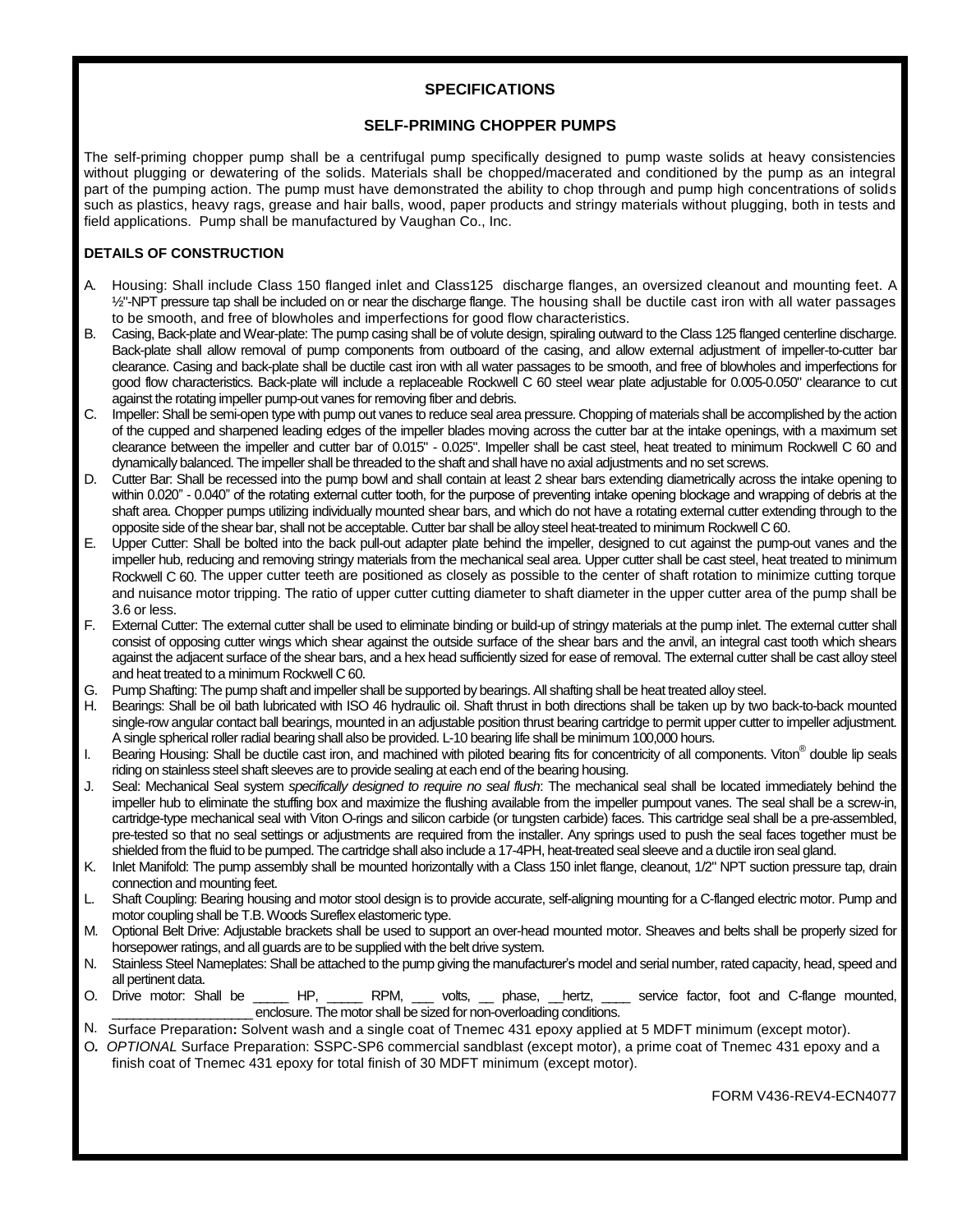**SPECIFICATIONS**

**SELF-PRIMING CHOPPER PUMPS**

The self-priming chopper pump shall be a centrifugal pump specifically designed to pump waste solids at heavy consistencies without plugging or dewatering of the solids. Materials shall be chopped/macerated and conditioned by the pump as an integral part of the pumping action. The pump must have demonstrated the ability to chop through and pump high concentrations of solids such as plastics, heavy rags, grease and hair balls, wood, paper products and stringy materials without plugging, both in tests and field applications. Pump shall be manufactured by Vaughan Co., Inc.

**DETAILS OF CONSTRUCTION**

A. Housing: Shall include Class 150 flanged inlet and Class125 discharge flanges, an oversized cleanout and mounting feet. A ½"-NPT pressure tap shall be included on or near the discharge flange. The housing shall be ductile cast iron with all water passages to be smooth, and free of blowholes and imperfections for good flow characteristics.

B. Casing, Back-plate and Wear-plate: The pump casing shall be of volute design, spiraling outward to the Class 125 flanged centerline discharge. Back-plate shall allow removal of pump components from outboard of the casing, and allow external adjustment of impeller-to-cutter bar clearance. Casing and back-plate shall be ductile cast iron with all water passages to be smooth, and free of blowholes and imperfections for good flow characteristics. Back-plate will include a replaceable Rockwell C 60 steel wear plate adjustable for 0.005-0.050" clearance to cut against the rotating impeller pump-out vanes for removing fiber and debris.

C. Impeller: Shall be semi-open type with pump out vanes to reduce seal area pressure. Chopping of materials shall be accomplished by the action of the cupped and sharpened leading edges of the impeller blades moving across the cutter bar at the intake openings, with a maximum set clearance between the impeller and cutter bar of 0.015" - 0.025". Impeller shall be cast steel, heat treated to minimum Rockwell C 60 and dynamically balanced. The impeller shall be threaded to the shaft and shall have no axial adjustments and no set screws.

D. Cutter Bar: Shall be recessed into the pump bowl and shall contain at least 2 shear bars extending diametrically across the intake opening to within 0.020" - 0.040" of the rotating external cutter tooth, for the purpose of preventing intake opening blockage and wrapping of debris at the shaft area. Chopper pumps utilizing individually mounted shear bars, and which do not have a rotating external cutter extending through to the opposite side of the shear bar, shall not be acceptable. Cutter bar shall be alloy steel heat-treated to minimum Rockwell C 60.

E. Upper Cutter: Shall be bolted into the back pull-out adapter plate behind the impeller, designed to cut against the pump-out vanes and the impeller hub, reducing and removing stringy materials from the mechanical seal area. Upper cutter shall be cast steel, heat treated to minimum Rockwell C 60. The upper cutter teeth are positioned as closely as possible to the center of shaft rotation to minimize cutting torque and nuisance motor tripping. The ratio of upper cutter cutting diameter to shaft diameter in the upper cutter area of the pump shall be 3.6 or less.

F. External Cutter: The external cutter shall be used to eliminate binding or build-up of stringy materials at the pump inlet. The external cutter shall consist of opposing cutter wings which shear against the outside surface of the shear bars and the anvil, an integral cast tooth which shears against the adjacent surface of the shear bars, and a hex head sufficiently sized for ease of removal. The external cutter shall be cast alloy steel and heat treated to a minimum Rockwell C 60.

G. Pump Shafting: The pump shaft and impeller shall be supported by bearings. All shafting shall be heat treated alloy steel.

H. Bearings: Shall be oil bath lubricated with ISO 46 hydraulic oil. Shaft thrust in both directions shall be taken up by two back-to-back mounted single-row angular contact ball bearings, mounted in an adjustable position thrust bearing cartridge to permit upper cutter to impeller adjustment. A single spherical roller radial bearing shall also be provided. L-10 bearing life shall be minimum 100,000 hours.

I. Bearing Housing: Shall be ductile cast iron, and machined with piloted bearing fits for concentricity of all components. Viton® double lip seals riding on stainless steel shaft sleeves are to provide sealing at each end of the bearing housing.

J. Seal: Mechanical Seal system *specifically designed to require no seal flush*: The mechanical seal shall be located immediately behind the impeller hub to eliminate the stuffing box and maximize the flushing available from the impeller pumpout vanes. The seal shall be a screw-in, cartridge-type mechanical seal with Viton O-rings and silicon carbide (or tungsten carbide) faces. This cartridge seal shall be a pre-assembled, pre-tested so that no seal settings or adjustments are required from the installer. Any springs used to push the seal faces together must be shielded from the fluid to be pumped. The cartridge shall also include a 17-4PH, heat-treated seal sleeve and a ductile iron seal gland.

K. Inlet Manifold: The pump assembly shall be mounted horizontally with a Class 150 inlet flange, cleanout, 1/2" NPT suction pressure tap, drain connection and mounting feet.

L. Shaft Coupling: Bearing housing and motor stool design is to provide accurate, self-aligning mounting for a C-flanged electric motor. Pump and motor coupling shall be T.B. Woods Sureflex elastomeric type.

M. Optional Belt Drive: Adjustable brackets shall be used to support an over-head mounted motor. Sheaves and belts shall be properly sized for horsepower ratings, and all guards are to be supplied with the belt drive system.

N. Stainless Steel Nameplates: Shall be attached to the pump giving the manufacturer's model and serial number, rated capacity, head, speed and all pertinent data.

O. Drive motor: Shall be _____ HP, _____ RPM, ___ volts, __ phase, __hertz, ____ service factor, foot and C-flange mounted, ___________________ enclosure. The motor shall be sized for non-overloading conditions.

N. Surface Preparation**:** Solvent wash and a single coat of Tnemec 431 epoxy applied at 5 MDFT minimum (except motor).

O*.* *OPTIONAL* Surface Preparation: SSPC-SP6 commercial sandblast (except motor), a prime coat of Tnemec 431 epoxy and a finish coat of Tnemec 431 epoxy for total finish of 30 MDFT minimum (except motor).

FORM V436-REV4-ECN4077